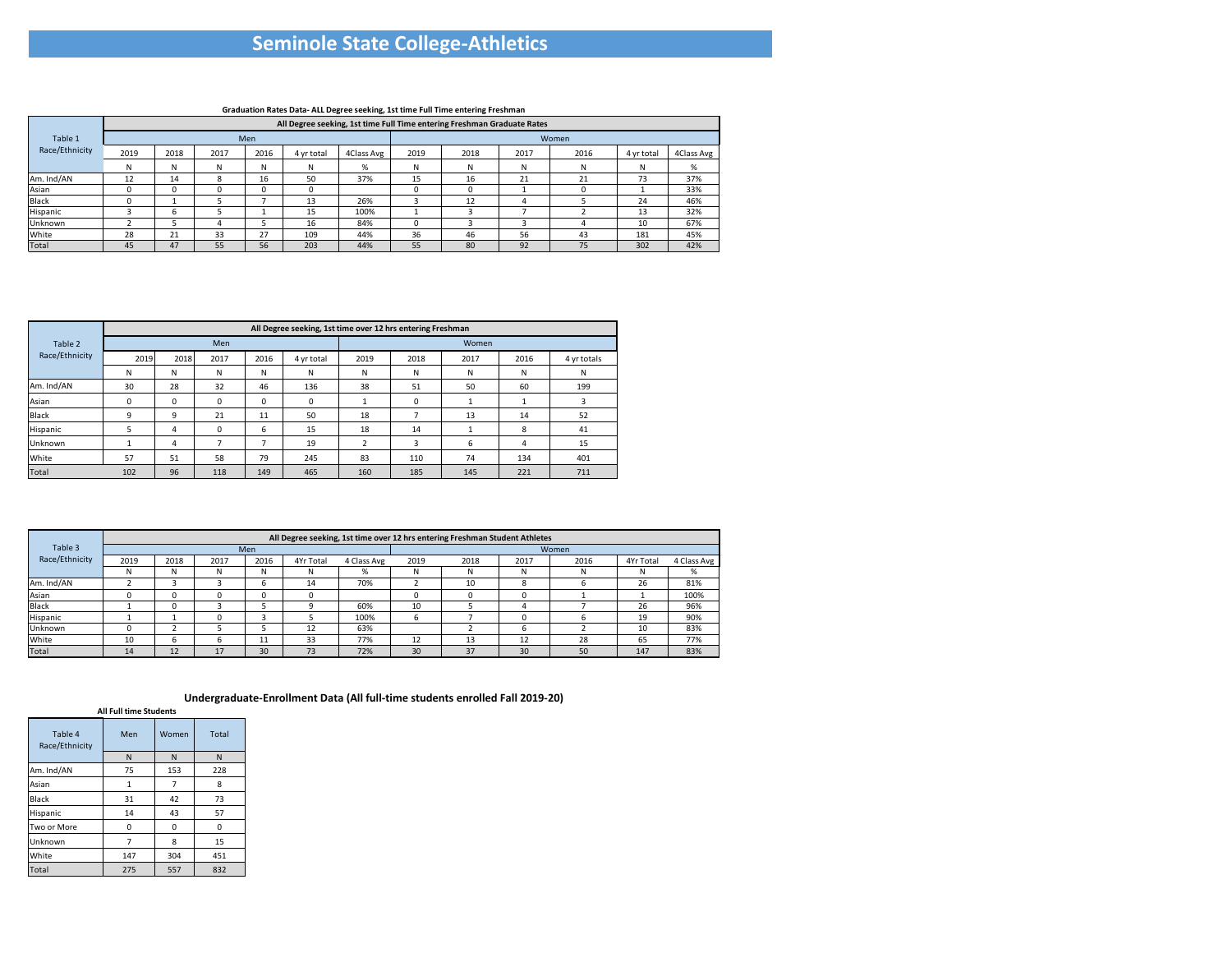# Seminole State College-Athletics

**Graduation Rates Data- ALL Degree seeking, 1st time Full Time entering Freshman**

| Table 1 Race/Ethnicity | All Degree seeking, 1st time Full Time entering Freshman Graduate Rates | | | | | | | | | | | |
|---|---|---|---|---|---|---|---|---|---|---|---|---|
| | Men | | | | | | Women | | | | | |
| | 2019 | 2018 | 2017 | 2016 | 4 yr total | 4Class Avg | 2019 | 2018 | 2017 | 2016 | 4 yr total | 4Class Avg |
| | N | N | N | N | N | % | N | N | N | N | N | % |
| Am. Ind/AN | 12 | 14 | 8 | 16 | 50 | 37% | 15 | 16 | 21 | 21 | 73 | 37% |
| Asian | 0 | 0 | 0 | 0 | 0 | | 0 | 0 | 1 | 0 | 1 | 33% |
| Black | 0 | 1 | 5 | 7 | 13 | 26% | 3 | 12 | 4 | 5 | 24 | 46% |
| Hispanic | 3 | 6 | 5 | 1 | 15 | 100% | 1 | 3 | 7 | 2 | 13 | 32% |
| Unknown | 2 | 5 | 4 | 5 | 16 | 84% | 0 | 3 | 3 | 4 | 10 | 67% |
| White | 28 | 21 | 33 | 27 | 109 | 44% | 36 | 46 | 56 | 43 | 181 | 45% |
| Total | 45 | 47 | 55 | 56 | 203 | 44% | 55 | 80 | 92 | 75 | 302 | 42% |

| Table 2 Race/Ethnicity | All Degree seeking, 1st time over 12 hrs entering Freshman | | | | | | | | | |
|---|---|---|---|---|---|---|---|---|---|---|
| | Men | | | | | Women | | | | |
| | 2019 | 2018 | 2017 | 2016 | 4 yr total | 2019 | 2018 | 2017 | 2016 | 4 yr totals |
| | N | N | N | N | N | N | N | N | N | N |
| Am. Ind/AN | 30 | 28 | 32 | 46 | 136 | 38 | 51 | 50 | 60 | 199 |
| Asian | 0 | 0 | 0 | 0 | 0 | 1 | 0 | 1 | 1 | 3 |
| Black | 9 | 9 | 21 | 11 | 50 | 18 | 7 | 13 | 14 | 52 |
| Hispanic | 5 | 4 | 0 | 6 | 15 | 18 | 14 | 1 | 8 | 41 |
| Unknown | 1 | 4 | 7 | 7 | 19 | 2 | 3 | 6 | 4 | 15 |
| White | 57 | 51 | 58 | 79 | 245 | 83 | 110 | 74 | 134 | 401 |
| Total | 102 | 96 | 118 | 149 | 465 | 160 | 185 | 145 | 221 | 711 |

| Table 3 Race/Ethnicity | All Degree seeking, 1st time over 12 hrs entering Freshman Student Athletes | | | | | | | | | | | |
|---|---|---|---|---|---|---|---|---|---|---|---|---|
| | Men | | | | | | Women | | | | | |
| | 2019 | 2018 | 2017 | 2016 | 4Yr Total | 4 Class Avg | 2019 | 2018 | 2017 | 2016 | 4Yr Total | 4 Class Avg |
| | N | N | N | N | N | % | N | N | N | N | N | % |
| Am. Ind/AN | 2 | 3 | 3 | 6 | 14 | 70% | 2 | 10 | 8 | 6 | 26 | 81% |
| Asian | 0 | 0 | 0 | 0 | 0 | | 0 | 0 | 0 | 1 | 1 | 100% |
| Black | 1 | 0 | 3 | 5 | 9 | 60% | 10 | 5 | 4 | 7 | 26 | 96% |
| Hispanic | 1 | 1 | 0 | 3 | 5 | 100% | 6 | 7 | 0 | 6 | 19 | 90% |
| Unknown | 0 | 2 | 5 | 5 | 12 | 63% | | 2 | 6 | 2 | 10 | 83% |
| White | 10 | 6 | 6 | 11 | 33 | 77% | 12 | 13 | 12 | 28 | 65 | 77% |
| Total | 14 | 12 | 17 | 30 | 73 | 72% | 30 | 37 | 30 | 50 | 147 | 83% |

**Undergraduate-Enrollment Data (All full-time students enrolled Fall 2019-20)**

**All Full time Students**

| Table 4 Race/Ethnicity | Men | Women | Total |
|---|---|---|---|
| | N | N | N |
| Am. Ind/AN | 75 | 153 | 228 |
| Asian | 1 | 7 | 8 |
| Black | 31 | 42 | 73 |
| Hispanic | 14 | 43 | 57 |
| Two or More | 0 | 0 | 0 |
| Unknown | 7 | 8 | 15 |
| White | 147 | 304 | 451 |
| Total | 275 | 557 | 832 |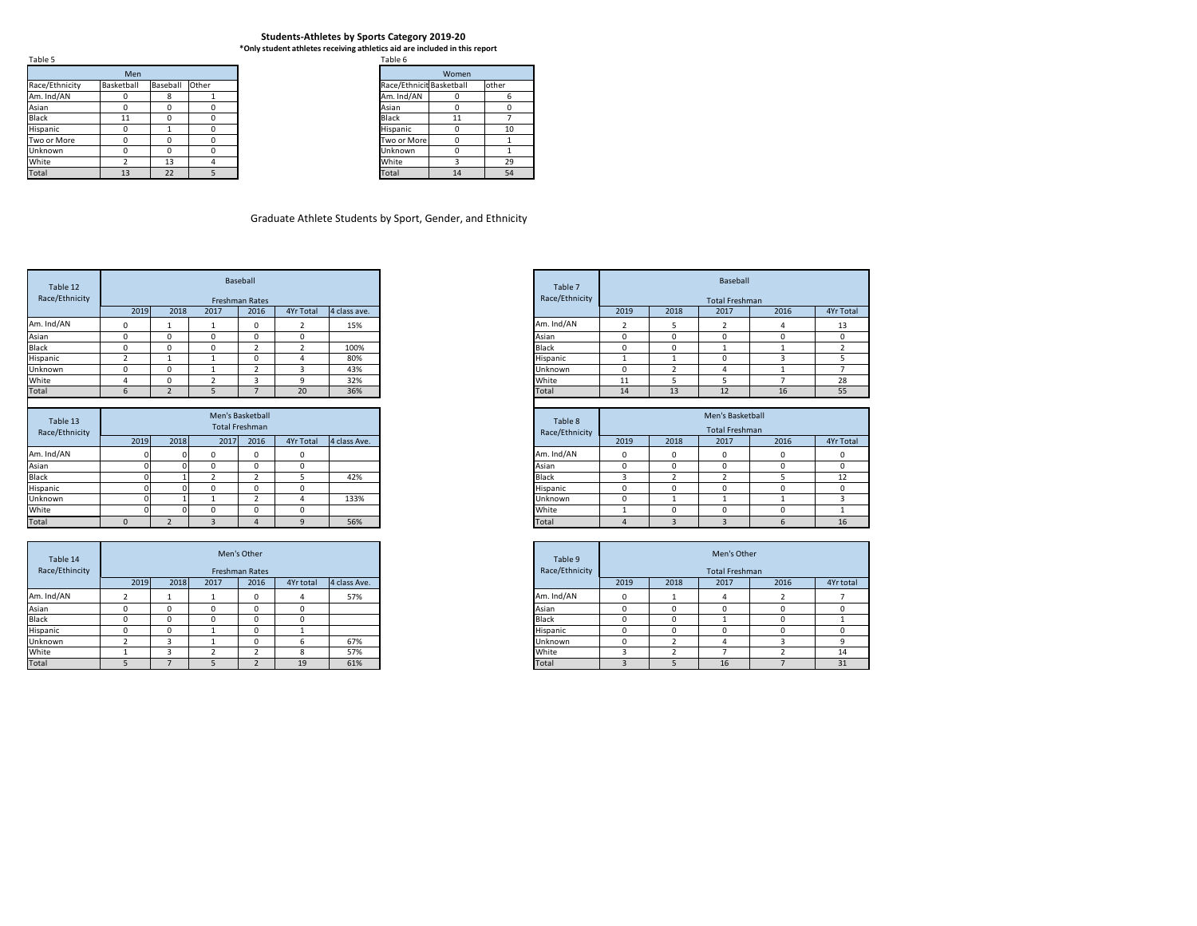# Students-Athletes by Sports Category 2019-20

**\*Only student athletes receiving athletics aid are included in this report**

Table 5

| Men | | | |
|---|---|---|---|
| Race/Ethnicity | Basketball | Baseball | Other |
| Am. Ind/AN | 0 | 8 | 1 |
| Asian | 0 | 0 | 0 |
| Black | 11 | 0 | 0 |
| Hispanic | 0 | 1 | 0 |
| Two or More | 0 | 0 | 0 |
| Unknown | 0 | 0 | 0 |
| White | 2 | 13 | 4 |
| Total | 13 | 22 | 5 |

Table 6

| Women | | |
|---|---|---|
| Race/Ethnicit | Basketball | other |
| Am. Ind/AN | 0 | 6 |
| Asian | 0 | 0 |
| Black | 11 | 7 |
| Hispanic | 0 | 10 |
| Two or More | 0 | 1 |
| Unknown | 0 | 1 |
| White | 3 | 29 |
| Total | 14 | 54 |

## Graduate Athlete Students by Sport, Gender, and Ethnicity

| Table 12 Race/Ethnicity | Baseball Freshman Rates | | | | | |
|---|---|---|---|---|---|---|
| | 2019 | 2018 | 2017 | 2016 | 4Yr Total | 4 class ave. |
| Am. Ind/AN | 0 | 1 | 1 | 0 | 2 | 15% |
| Asian | 0 | 0 | 0 | 0 | 0 | |
| Black | 0 | 0 | 0 | 2 | 2 | 100% |
| Hispanic | 2 | 1 | 1 | 0 | 4 | 80% |
| Unknown | 0 | 0 | 1 | 2 | 3 | 43% |
| White | 4 | 0 | 2 | 3 | 9 | 32% |
| Total | 6 | 2 | 5 | 7 | 20 | 36% |

| Table 7 Race/Ethnicity | Baseball Total Freshman | | | | |
|---|---|---|---|---|---|
| | 2019 | 2018 | 2017 | 2016 | 4Yr Total |
| Am. Ind/AN | 2 | 5 | 2 | 4 | 13 |
| Asian | 0 | 0 | 0 | 0 | 0 |
| Black | 0 | 0 | 1 | 1 | 2 |
| Hispanic | 1 | 1 | 0 | 3 | 5 |
| Unknown | 0 | 2 | 4 | 1 | 7 |
| White | 11 | 5 | 5 | 7 | 28 |
| Total | 14 | 13 | 12 | 16 | 55 |

| Table 13 Race/Ethnicity | Men's Basketball Total Freshman | | | | | |
|---|---|---|---|---|---|---|
| | 2019 | 2018 | 2017 | 2016 | 4Yr Total | 4 class Ave. |
| Am. Ind/AN | 0 | 0 | 0 | 0 | 0 | |
| Asian | 0 | 0 | 0 | 0 | 0 | |
| Black | 0 | 1 | 2 | 2 | 5 | 42% |
| Hispanic | 0 | 0 | 0 | 0 | 0 | |
| Unknown | 0 | 1 | 1 | 2 | 4 | 133% |
| White | 0 | 0 | 0 | 0 | 0 | |
| Total | 0 | 2 | 3 | 4 | 9 | 56% |

| Table 8 Race/Ethnicity | Men's Basketball Total Freshman | | | | |
|---|---|---|---|---|---|
| | 2019 | 2018 | 2017 | 2016 | 4Yr Total |
| Am. Ind/AN | 0 | 0 | 0 | 0 | 0 |
| Asian | 0 | 0 | 0 | 0 | 0 |
| Black | 3 | 2 | 2 | 5 | 12 |
| Hispanic | 0 | 0 | 0 | 0 | 0 |
| Unknown | 0 | 1 | 1 | 1 | 3 |
| White | 1 | 0 | 0 | 0 | 1 |
| Total | 4 | 3 | 3 | 6 | 16 |

| Table 14 Race/Ethnicity | Men's Other Freshman Rates | | | | | |
|---|---|---|---|---|---|---|
| | 2019 | 2018 | 2017 | 2016 | 4Yr total | 4 class Ave. |
| Am. Ind/AN | 2 | 1 | 1 | 0 | 4 | 57% |
| Asian | 0 | 0 | 0 | 0 | 0 | |
| Black | 0 | 0 | 0 | 0 | 0 | |
| Hispanic | 0 | 0 | 1 | 0 | 1 | |
| Unknown | 2 | 3 | 1 | 0 | 6 | 67% |
| White | 1 | 3 | 2 | 2 | 8 | 57% |
| Total | 5 | 7 | 5 | 2 | 19 | 61% |

| Table 9 Race/Ethnicity | Men's Other Total Freshman | | | | |
|---|---|---|---|---|---|
| | 2019 | 2018 | 2017 | 2016 | 4Yr total |
| Am. Ind/AN | 0 | 1 | 4 | 2 | 7 |
| Asian | 0 | 0 | 0 | 0 | 0 |
| Black | 0 | 0 | 1 | 0 | 1 |
| Hispanic | 0 | 0 | 0 | 0 | 0 |
| Unknown | 0 | 2 | 4 | 3 | 9 |
| White | 3 | 2 | 7 | 2 | 14 |
| Total | 3 | 5 | 16 | 7 | 31 |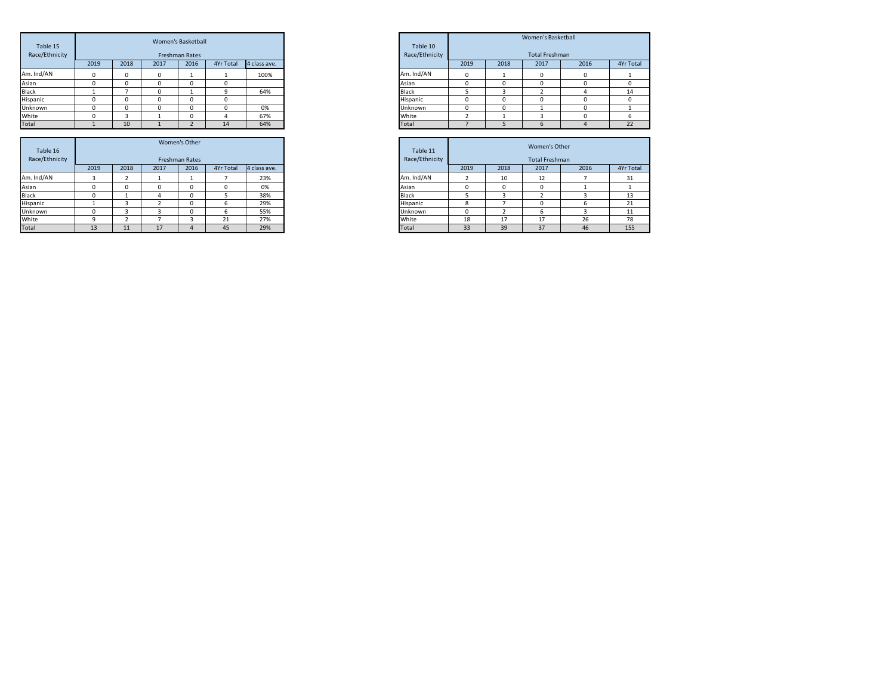| Table 15 Race/Ethnicity | Women's Basketball Freshman Rates | | | | | |
|---|---|---|---|---|---|---|
| | 2019 | 2018 | 2017 | 2016 | 4Yr Total | 4 class ave. |
| Am. Ind/AN | 0 | 0 | 0 | 1 | 1 | 100% |
| Asian | 0 | 0 | 0 | 0 | 0 | |
| Black | 1 | 7 | 0 | 1 | 9 | 64% |
| Hispanic | 0 | 0 | 0 | 0 | 0 | |
| Unknown | 0 | 0 | 0 | 0 | 0 | 0% |
| White | 0 | 3 | 1 | 0 | 4 | 67% |
| Total | 1 | 10 | 1 | 2 | 14 | 64% |

| Table 16 Race/Ethnicity | Women's Other Freshman Rates | | | | | |
|---|---|---|---|---|---|---|
| | 2019 | 2018 | 2017 | 2016 | 4Yr Total | 4 class ave. |
| Am. Ind/AN | 3 | 2 | 1 | 1 | 7 | 23% |
| Asian | 0 | 0 | 0 | 0 | 0 | 0% |
| Black | 0 | 1 | 4 | 0 | 5 | 38% |
| Hispanic | 1 | 3 | 2 | 0 | 6 | 29% |
| Unknown | 0 | 3 | 3 | 0 | 6 | 55% |
| White | 9 | 2 | 7 | 3 | 21 | 27% |
| Total | 13 | 11 | 17 | 4 | 45 | 29% |

| Table 10 Race/Ethnicity | Women's Basketball Total Freshman | | | | |
|---|---|---|---|---|---|
| | 2019 | 2018 | 2017 | 2016 | 4Yr Total |
| Am. Ind/AN | 0 | 1 | 0 | 0 | 1 |
| Asian | 0 | 0 | 0 | 0 | 0 |
| Black | 5 | 3 | 2 | 4 | 14 |
| Hispanic | 0 | 0 | 0 | 0 | 0 |
| Unknown | 0 | 0 | 1 | 0 | 1 |
| White | 2 | 1 | 3 | 0 | 6 |
| Total | 7 | 5 | 6 | 4 | 22 |

| Table 11 Race/Ethnicity | Women's Other Total Freshman | | | | |
|---|---|---|---|---|---|
| | 2019 | 2018 | 2017 | 2016 | 4Yr Total |
| Am. Ind/AN | 2 | 10 | 12 | 7 | 31 |
| Asian | 0 | 0 | 0 | 1 | 1 |
| Black | 5 | 3 | 2 | 3 | 13 |
| Hispanic | 8 | 7 | 0 | 6 | 21 |
| Unknown | 0 | 2 | 6 | 3 | 11 |
| White | 18 | 17 | 17 | 26 | 78 |
| Total | 33 | 39 | 37 | 46 | 155 |